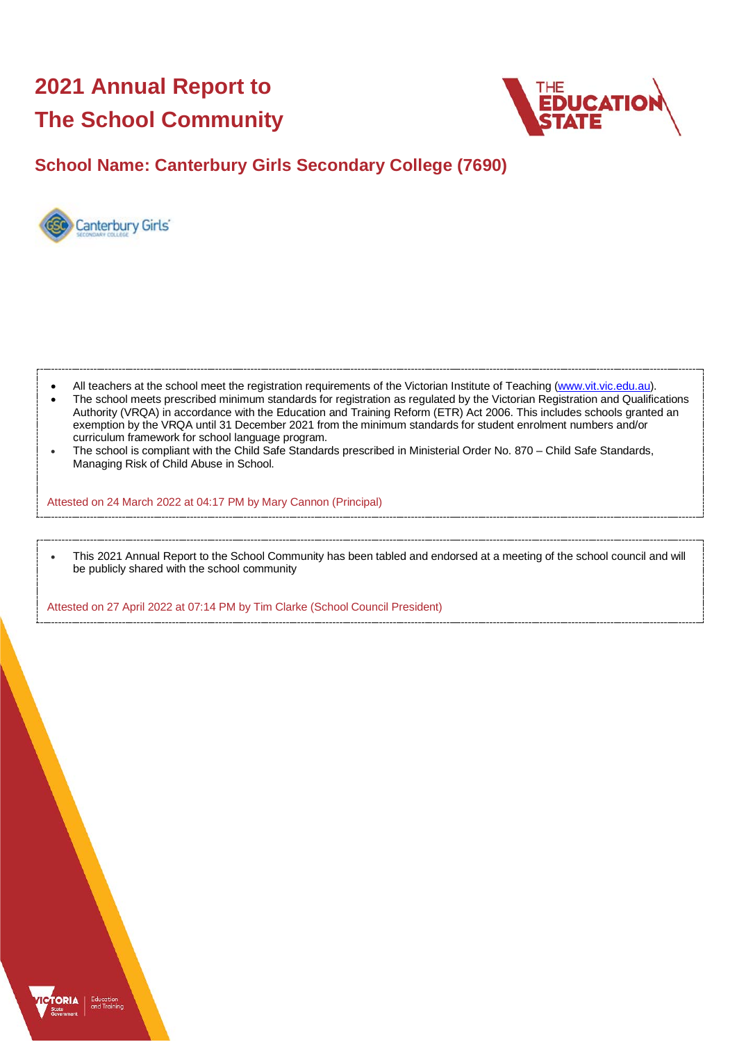# 2021 Annual Report to The School Community

## School Name: Canterbury Girls Secondary College (7690)

- All teachers at the school meet the registration requirements of the Victorian Institute of Teaching (www.vit.vic.edu.au).
- The school meets prescribed minimum standards for registration as regulated by the Victorian Registration and Qualifications Authority (VRQA) in accordance with the Education and Training Reform (ETR) Act 2006. This includes schools granted an exemption by the VRQA until 31 December 2021 from the minimum standards for student enrolment numbers and/or curriculum framework for school language program.
- The school is compliant with the Child Safe Standards prescribed in Ministerial Order No. 870 – Child Safe Standards, Managing Risk of Child Abuse in School.

Attested on 24 March 2022 at 04:17 PM by Mary Cannon (Principal)

- This 2021 Annual Report to the School Community has been tabled and endorsed at a meeting of the school council and will be publicly shared with the school community

Attested on 27 April 2022 at 07:14 PM by Tim Clarke (School Council President)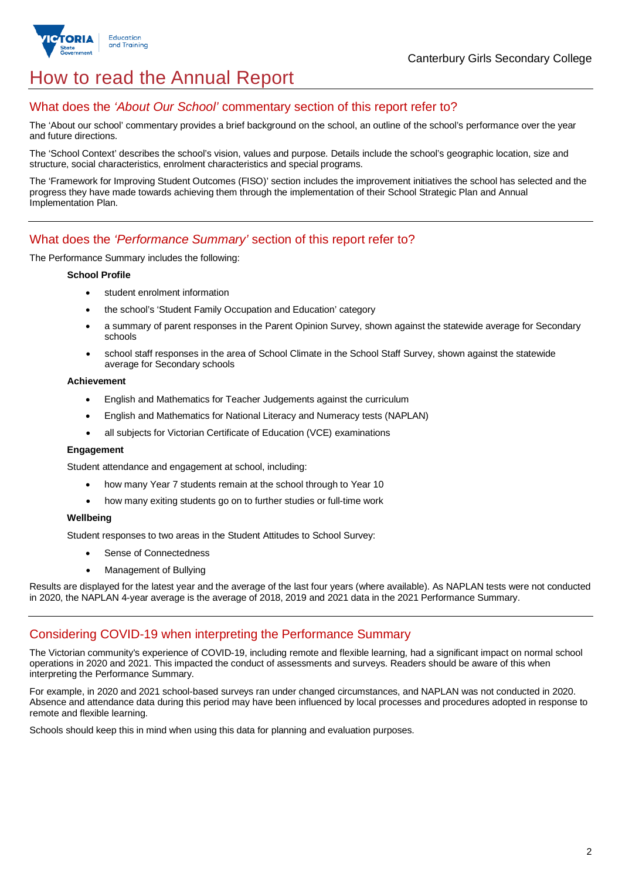# How to read the Annual Report

## What does the *'About Our School'* commentary section of this report refer to?

The 'About our school' commentary provides a brief background on the school, an outline of the school's performance over the year and future directions.

The 'School Context' describes the school's vision, values and purpose. Details include the school's geographic location, size and structure, social characteristics, enrolment characteristics and special programs.

The 'Framework for Improving Student Outcomes (FISO)' section includes the improvement initiatives the school has selected and the progress they have made towards achieving them through the implementation of their School Strategic Plan and Annual Implementation Plan.

## What does the *'Performance Summary'* section of this report refer to?

The Performance Summary includes the following:

**School Profile**

- student enrolment information
- the school's 'Student Family Occupation and Education' category
- a summary of parent responses in the Parent Opinion Survey, shown against the statewide average for Secondary schools
- school staff responses in the area of School Climate in the School Staff Survey, shown against the statewide average for Secondary schools

**Achievement**

- English and Mathematics for Teacher Judgements against the curriculum
- English and Mathematics for National Literacy and Numeracy tests (NAPLAN)
- all subjects for Victorian Certificate of Education (VCE) examinations

**Engagement**

Student attendance and engagement at school, including:

- how many Year 7 students remain at the school through to Year 10
- how many exiting students go on to further studies or full-time work

**Wellbeing**

Student responses to two areas in the Student Attitudes to School Survey:

- Sense of Connectedness
- Management of Bullying

Results are displayed for the latest year and the average of the last four years (where available). As NAPLAN tests were not conducted in 2020, the NAPLAN 4-year average is the average of 2018, 2019 and 2021 data in the 2021 Performance Summary.

## Considering COVID-19 when interpreting the Performance Summary

The Victorian community's experience of COVID-19, including remote and flexible learning, had a significant impact on normal school operations in 2020 and 2021. This impacted the conduct of assessments and surveys. Readers should be aware of this when interpreting the Performance Summary.

For example, in 2020 and 2021 school-based surveys ran under changed circumstances, and NAPLAN was not conducted in 2020. Absence and attendance data during this period may have been influenced by local processes and procedures adopted in response to remote and flexible learning.

Schools should keep this in mind when using this data for planning and evaluation purposes.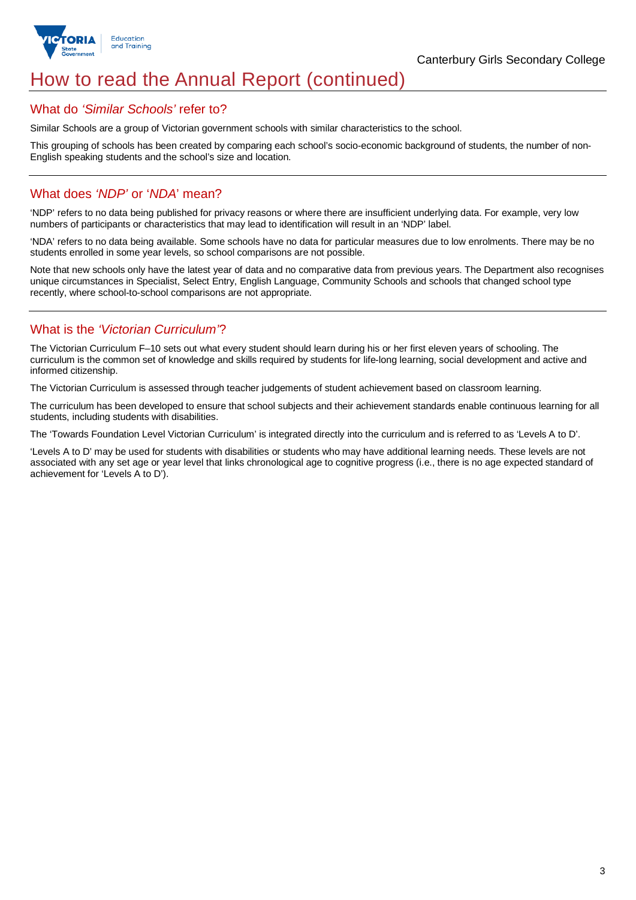# How to read the Annual Report (continued)

## What do *'Similar Schools'* refer to?

Similar Schools are a group of Victorian government schools with similar characteristics to the school.

This grouping of schools has been created by comparing each school's socio-economic background of students, the number of non-English speaking students and the school's size and location.

## What does *'NDP'* or '*NDA*' mean?

'NDP' refers to no data being published for privacy reasons or where there are insufficient underlying data. For example, very low numbers of participants or characteristics that may lead to identification will result in an 'NDP' label.

'NDA' refers to no data being available. Some schools have no data for particular measures due to low enrolments. There may be no students enrolled in some year levels, so school comparisons are not possible.

Note that new schools only have the latest year of data and no comparative data from previous years. The Department also recognises unique circumstances in Specialist, Select Entry, English Language, Community Schools and schools that changed school type recently, where school-to-school comparisons are not appropriate.

## What is the *'Victorian Curriculum'*?

The Victorian Curriculum F–10 sets out what every student should learn during his or her first eleven years of schooling. The curriculum is the common set of knowledge and skills required by students for life-long learning, social development and active and informed citizenship.

The Victorian Curriculum is assessed through teacher judgements of student achievement based on classroom learning.

The curriculum has been developed to ensure that school subjects and their achievement standards enable continuous learning for all students, including students with disabilities.

The 'Towards Foundation Level Victorian Curriculum' is integrated directly into the curriculum and is referred to as 'Levels A to D'.

'Levels A to D' may be used for students with disabilities or students who may have additional learning needs. These levels are not associated with any set age or year level that links chronological age to cognitive progress (i.e., there is no age expected standard of achievement for 'Levels A to D').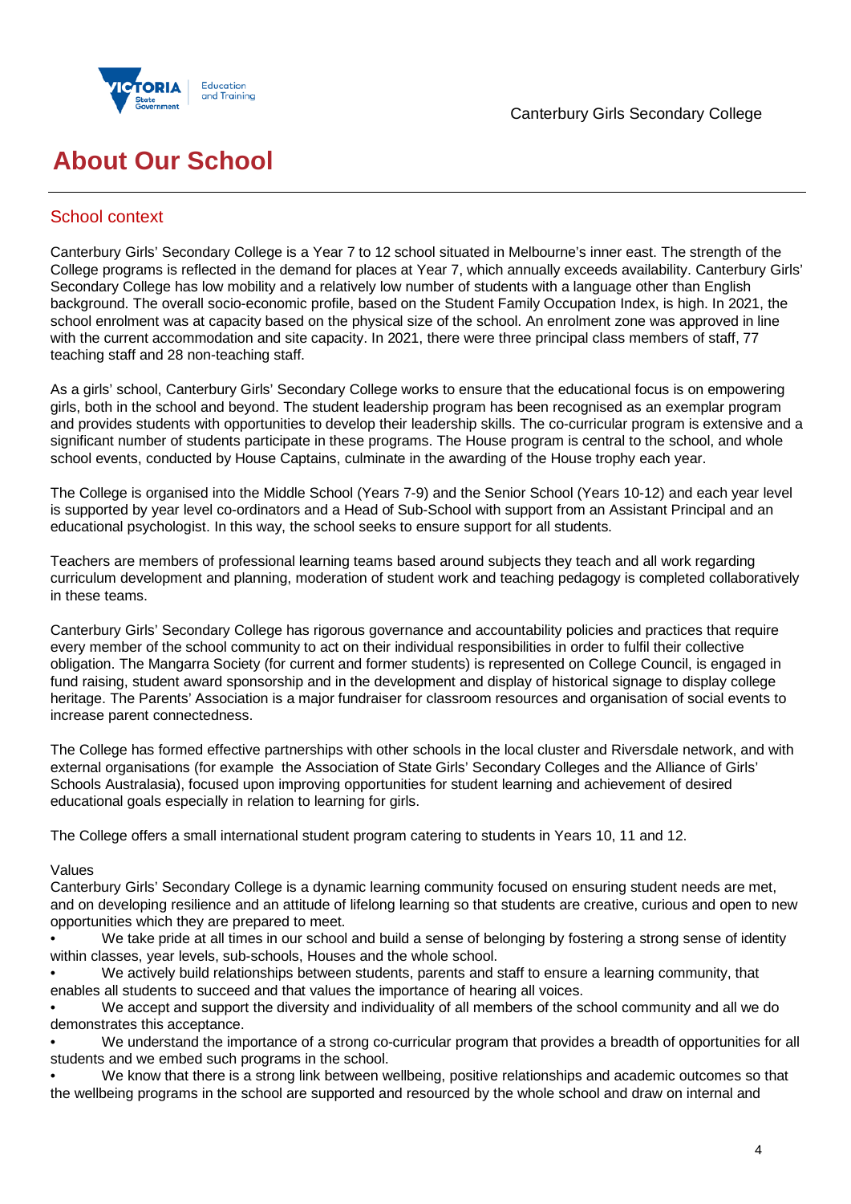# About Our School

## School context

Canterbury Girls' Secondary College is a Year 7 to 12 school situated in Melbourne's inner east. The strength of the College programs is reflected in the demand for places at Year 7, which annually exceeds availability. Canterbury Girls' Secondary College has low mobility and a relatively low number of students with a language other than English background. The overall socio-economic profile, based on the Student Family Occupation Index, is high. In 2021, the school enrolment was at capacity based on the physical size of the school. An enrolment zone was approved in line with the current accommodation and site capacity. In 2021, there were three principal class members of staff, 77 teaching staff and 28 non-teaching staff.

As a girls' school, Canterbury Girls' Secondary College works to ensure that the educational focus is on empowering girls, both in the school and beyond. The student leadership program has been recognised as an exemplar program and provides students with opportunities to develop their leadership skills. The co-curricular program is extensive and a significant number of students participate in these programs. The House program is central to the school, and whole school events, conducted by House Captains, culminate in the awarding of the House trophy each year.

The College is organised into the Middle School (Years 7-9) and the Senior School (Years 10-12) and each year level is supported by year level co-ordinators and a Head of Sub-School with support from an Assistant Principal and an educational psychologist. In this way, the school seeks to ensure support for all students.

Teachers are members of professional learning teams based around subjects they teach and all work regarding curriculum development and planning, moderation of student work and teaching pedagogy is completed collaboratively in these teams.

Canterbury Girls' Secondary College has rigorous governance and accountability policies and practices that require every member of the school community to act on their individual responsibilities in order to fulfil their collective obligation. The Mangarra Society (for current and former students) is represented on College Council, is engaged in fund raising, student award sponsorship and in the development and display of historical signage to display college heritage. The Parents' Association is a major fundraiser for classroom resources and organisation of social events to increase parent connectedness.

The College has formed effective partnerships with other schools in the local cluster and Riversdale network, and with external organisations (for example the Association of State Girls' Secondary Colleges and the Alliance of Girls' Schools Australasia), focused upon improving opportunities for student learning and achievement of desired educational goals especially in relation to learning for girls.

The College offers a small international student program catering to students in Years 10, 11 and 12.

Values

Canterbury Girls' Secondary College is a dynamic learning community focused on ensuring student needs are met, and on developing resilience and an attitude of lifelong learning so that students are creative, curious and open to new opportunities which they are prepared to meet.

- We take pride at all times in our school and build a sense of belonging by fostering a strong sense of identity within classes, year levels, sub-schools, Houses and the whole school.
- We actively build relationships between students, parents and staff to ensure a learning community, that enables all students to succeed and that values the importance of hearing all voices.
- We accept and support the diversity and individuality of all members of the school community and all we do demonstrates this acceptance.
- We understand the importance of a strong co-curricular program that provides a breadth of opportunities for all students and we embed such programs in the school.
- We know that there is a strong link between wellbeing, positive relationships and academic outcomes so that the wellbeing programs in the school are supported and resourced by the whole school and draw on internal and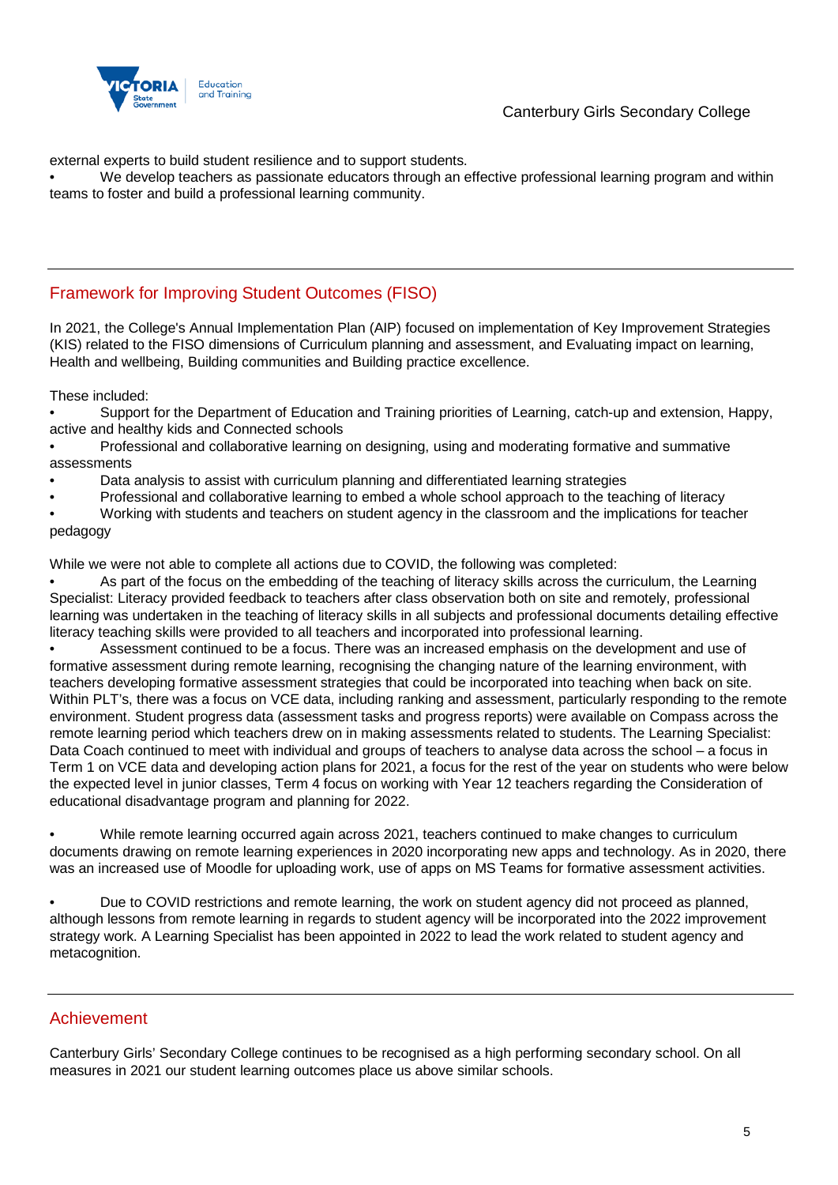external experts to build student resilience and to support students.

- We develop teachers as passionate educators through an effective professional learning program and within teams to foster and build a professional learning community.

## Framework for Improving Student Outcomes (FISO)

In 2021, the College's Annual Implementation Plan (AIP) focused on implementation of Key Improvement Strategies (KIS) related to the FISO dimensions of Curriculum planning and assessment, and Evaluating impact on learning, Health and wellbeing, Building communities and Building practice excellence.

These included:

- Support for the Department of Education and Training priorities of Learning, catch-up and extension, Happy, active and healthy kids and Connected schools
- Professional and collaborative learning on designing, using and moderating formative and summative assessments
- Data analysis to assist with curriculum planning and differentiated learning strategies
- Professional and collaborative learning to embed a whole school approach to the teaching of literacy
- Working with students and teachers on student agency in the classroom and the implications for teacher pedagogy

While we were not able to complete all actions due to COVID, the following was completed:

- As part of the focus on the embedding of the teaching of literacy skills across the curriculum, the Learning Specialist: Literacy provided feedback to teachers after class observation both on site and remotely, professional learning was undertaken in the teaching of literacy skills in all subjects and professional documents detailing effective literacy teaching skills were provided to all teachers and incorporated into professional learning.
- Assessment continued to be a focus. There was an increased emphasis on the development and use of formative assessment during remote learning, recognising the changing nature of the learning environment, with teachers developing formative assessment strategies that could be incorporated into teaching when back on site. Within PLT's, there was a focus on VCE data, including ranking and assessment, particularly responding to the remote environment. Student progress data (assessment tasks and progress reports) were available on Compass across the remote learning period which teachers drew on in making assessments related to students. The Learning Specialist: Data Coach continued to meet with individual and groups of teachers to analyse data across the school – a focus in Term 1 on VCE data and developing action plans for 2021, a focus for the rest of the year on students who were below the expected level in junior classes, Term 4 focus on working with Year 12 teachers regarding the Consideration of educational disadvantage program and planning for 2022.

- While remote learning occurred again across 2021, teachers continued to make changes to curriculum documents drawing on remote learning experiences in 2020 incorporating new apps and technology. As in 2020, there was an increased use of Moodle for uploading work, use of apps on MS Teams for formative assessment activities.

- Due to COVID restrictions and remote learning, the work on student agency did not proceed as planned, although lessons from remote learning in regards to student agency will be incorporated into the 2022 improvement strategy work. A Learning Specialist has been appointed in 2022 to lead the work related to student agency and metacognition.

## Achievement

Canterbury Girls' Secondary College continues to be recognised as a high performing secondary school. On all measures in 2021 our student learning outcomes place us above similar schools.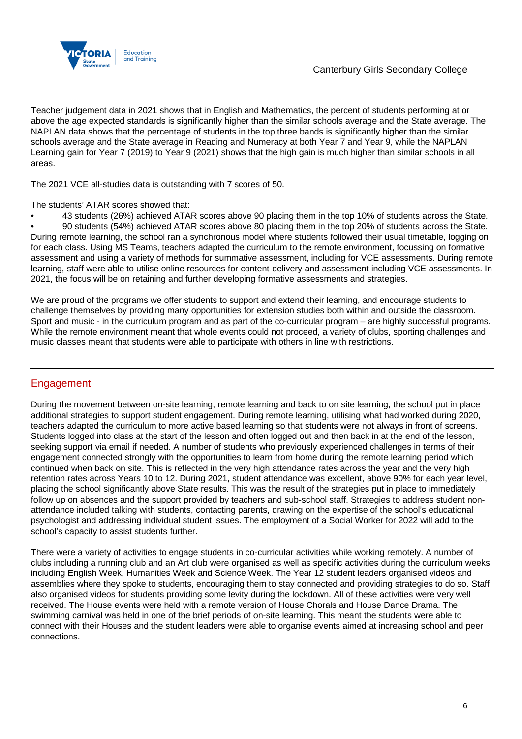Teacher judgement data in 2021 shows that in English and Mathematics, the percent of students performing at or above the age expected standards is significantly higher than the similar schools average and the State average. The NAPLAN data shows that the percentage of students in the top three bands is significantly higher than the similar schools average and the State average in Reading and Numeracy at both Year 7 and Year 9, while the NAPLAN Learning gain for Year 7 (2019) to Year 9 (2021) shows that the high gain is much higher than similar schools in all areas.

The 2021 VCE all-studies data is outstanding with 7 scores of 50.

The students' ATAR scores showed that:

- 43 students (26%) achieved ATAR scores above 90 placing them in the top 10% of students across the State.
- 90 students (54%) achieved ATAR scores above 80 placing them in the top 20% of students across the State.

During remote learning, the school ran a synchronous model where students followed their usual timetable, logging on for each class. Using MS Teams, teachers adapted the curriculum to the remote environment, focussing on formative assessment and using a variety of methods for summative assessment, including for VCE assessments. During remote learning, staff were able to utilise online resources for content-delivery and assessment including VCE assessments. In 2021, the focus will be on retaining and further developing formative assessments and strategies.

We are proud of the programs we offer students to support and extend their learning, and encourage students to challenge themselves by providing many opportunities for extension studies both within and outside the classroom. Sport and music - in the curriculum program and as part of the co-curricular program – are highly successful programs. While the remote environment meant that whole events could not proceed, a variety of clubs, sporting challenges and music classes meant that students were able to participate with others in line with restrictions.

## Engagement

During the movement between on-site learning, remote learning and back to on site learning, the school put in place additional strategies to support student engagement. During remote learning, utilising what had worked during 2020, teachers adapted the curriculum to more active based learning so that students were not always in front of screens. Students logged into class at the start of the lesson and often logged out and then back in at the end of the lesson, seeking support via email if needed. A number of students who previously experienced challenges in terms of their engagement connected strongly with the opportunities to learn from home during the remote learning period which continued when back on site. This is reflected in the very high attendance rates across the year and the very high retention rates across Years 10 to 12. During 2021, student attendance was excellent, above 90% for each year level, placing the school significantly above State results. This was the result of the strategies put in place to immediately follow up on absences and the support provided by teachers and sub-school staff. Strategies to address student non-attendance included talking with students, contacting parents, drawing on the expertise of the school's educational psychologist and addressing individual student issues. The employment of a Social Worker for 2022 will add to the school's capacity to assist students further.

There were a variety of activities to engage students in co-curricular activities while working remotely. A number of clubs including a running club and an Art club were organised as well as specific activities during the curriculum weeks including English Week, Humanities Week and Science Week. The Year 12 student leaders organised videos and assemblies where they spoke to students, encouraging them to stay connected and providing strategies to do so. Staff also organised videos for students providing some levity during the lockdown. All of these activities were very well received. The House events were held with a remote version of House Chorals and House Dance Drama. The swimming carnival was held in one of the brief periods of on-site learning. This meant the students were able to connect with their Houses and the student leaders were able to organise events aimed at increasing school and peer connections.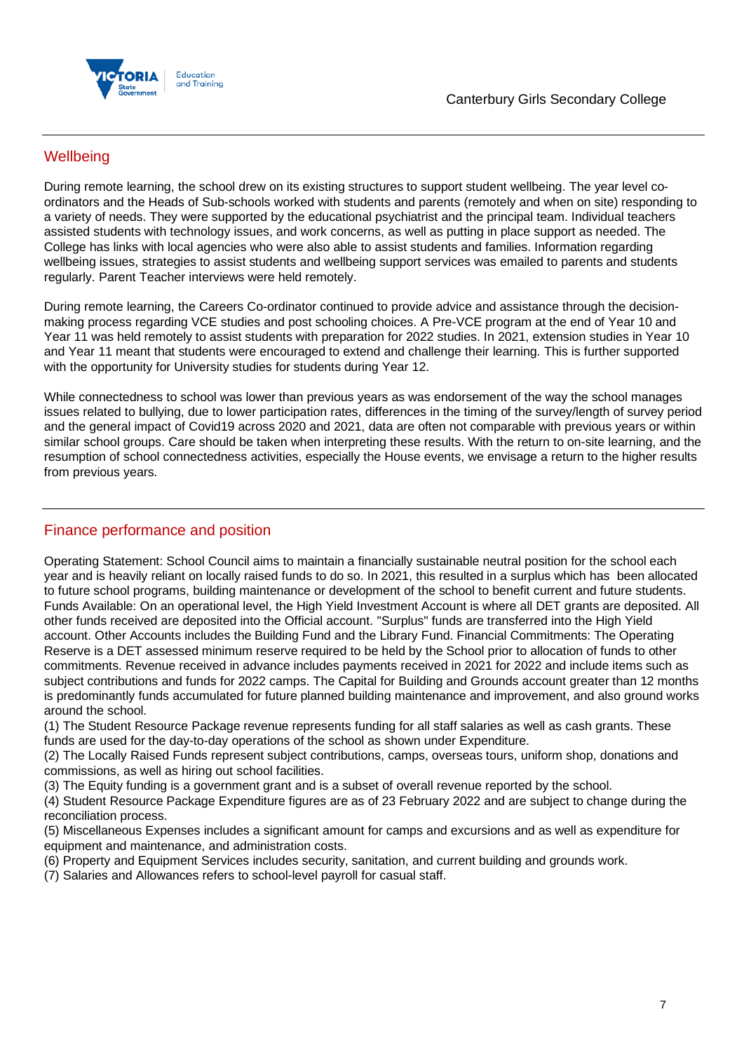## Wellbeing

During remote learning, the school drew on its existing structures to support student wellbeing. The year level co-ordinators and the Heads of Sub-schools worked with students and parents (remotely and when on site) responding to a variety of needs. They were supported by the educational psychiatrist and the principal team. Individual teachers assisted students with technology issues, and work concerns, as well as putting in place support as needed. The College has links with local agencies who were also able to assist students and families. Information regarding wellbeing issues, strategies to assist students and wellbeing support services was emailed to parents and students regularly. Parent Teacher interviews were held remotely.

During remote learning, the Careers Co-ordinator continued to provide advice and assistance through the decision-making process regarding VCE studies and post schooling choices. A Pre-VCE program at the end of Year 10 and Year 11 was held remotely to assist students with preparation for 2022 studies. In 2021, extension studies in Year 10 and Year 11 meant that students were encouraged to extend and challenge their learning. This is further supported with the opportunity for University studies for students during Year 12.

While connectedness to school was lower than previous years as was endorsement of the way the school manages issues related to bullying, due to lower participation rates, differences in the timing of the survey/length of survey period and the general impact of Covid19 across 2020 and 2021, data are often not comparable with previous years or within similar school groups. Care should be taken when interpreting these results. With the return to on-site learning, and the resumption of school connectedness activities, especially the House events, we envisage a return to the higher results from previous years.

## Finance performance and position

Operating Statement: School Council aims to maintain a financially sustainable neutral position for the school each year and is heavily reliant on locally raised funds to do so. In 2021, this resulted in a surplus which has been allocated to future school programs, building maintenance or development of the school to benefit current and future students. Funds Available: On an operational level, the High Yield Investment Account is where all DET grants are deposited. All other funds received are deposited into the Official account. "Surplus" funds are transferred into the High Yield account. Other Accounts includes the Building Fund and the Library Fund. Financial Commitments: The Operating Reserve is a DET assessed minimum reserve required to be held by the School prior to allocation of funds to other commitments. Revenue received in advance includes payments received in 2021 for 2022 and include items such as subject contributions and funds for 2022 camps. The Capital for Building and Grounds account greater than 12 months is predominantly funds accumulated for future planned building maintenance and improvement, and also ground works around the school.

(1) The Student Resource Package revenue represents funding for all staff salaries as well as cash grants. These funds are used for the day-to-day operations of the school as shown under Expenditure.

(2) The Locally Raised Funds represent subject contributions, camps, overseas tours, uniform shop, donations and commissions, as well as hiring out school facilities.

(3) The Equity funding is a government grant and is a subset of overall revenue reported by the school.

(4) Student Resource Package Expenditure figures are as of 23 February 2022 and are subject to change during the reconciliation process.

(5) Miscellaneous Expenses includes a significant amount for camps and excursions and as well as expenditure for equipment and maintenance, and administration costs.

(6) Property and Equipment Services includes security, sanitation, and current building and grounds work.

(7) Salaries and Allowances refers to school-level payroll for casual staff.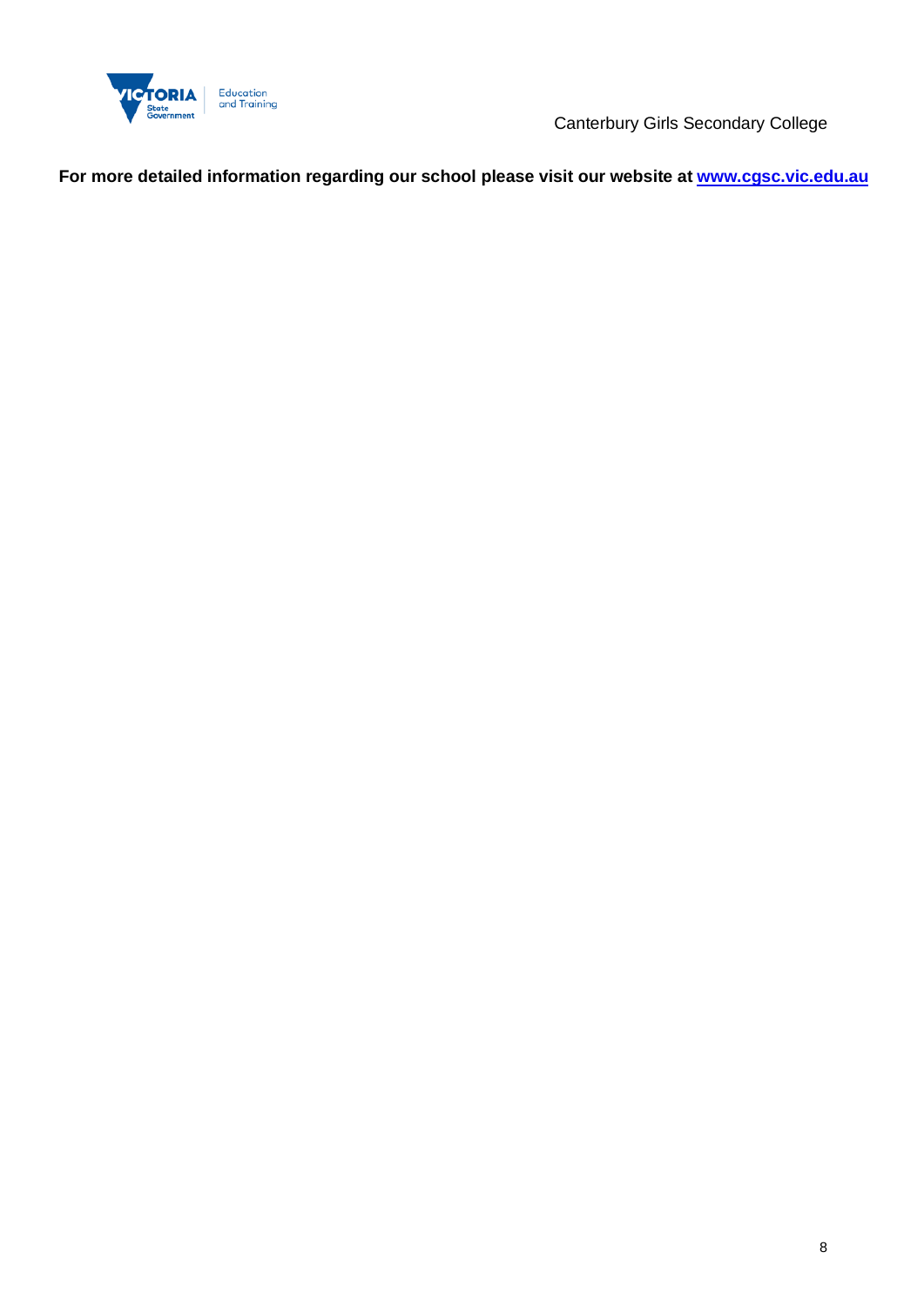**For more detailed information regarding our school please visit our website at [www.cgsc.vic.edu.au](http://www.cgsc.vic.edu.au)**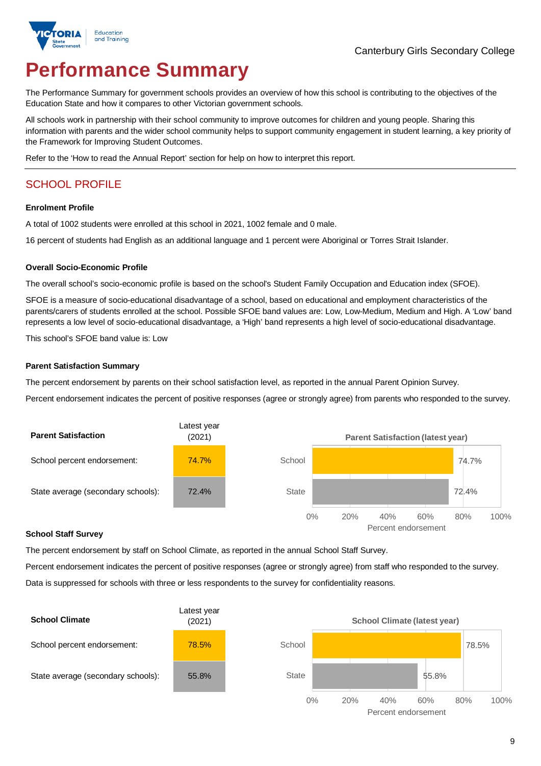Canterbury Girls Secondary College

# Performance Summary

The Performance Summary for government schools provides an overview of how this school is contributing to the objectives of the Education State and how it compares to other Victorian government schools.

All schools work in partnership with their school community to improve outcomes for children and young people. Sharing this information with parents and the wider school community helps to support community engagement in student learning, a key priority of the Framework for Improving Student Outcomes.

Refer to the 'How to read the Annual Report' section for help on how to interpret this report.

## SCHOOL PROFILE

### Enrolment Profile

A total of 1002 students were enrolled at this school in 2021, 1002 female and 0 male.

16 percent of students had English as an additional language and 1 percent were Aboriginal or Torres Strait Islander.

### Overall Socio-Economic Profile

The overall school's socio-economic profile is based on the school's Student Family Occupation and Education index (SFOE).

SFOE is a measure of socio-educational disadvantage of a school, based on educational and employment characteristics of the parents/carers of students enrolled at the school. Possible SFOE band values are: Low, Low-Medium, Medium and High. A 'Low' band represents a low level of socio-educational disadvantage, a 'High' band represents a high level of socio-educational disadvantage.

This school's SFOE band value is: Low

### Parent Satisfaction Summary

The percent endorsement by parents on their school satisfaction level, as reported in the annual Parent Opinion Survey.

Percent endorsement indicates the percent of positive responses (agree or strongly agree) from parents who responded to the survey.

| Parent Satisfaction | Latest year (2021) |
|---|---|
| School percent endorsement: | 74.7% |
| State average (secondary schools): | 72.4% |

**Parent Satisfaction (latest year)**

| | Percent endorsement |
|---|---|
| School | 74.7% |
| State | 72.4% |

### School Staff Survey

The percent endorsement by staff on School Climate, as reported in the annual School Staff Survey.

Percent endorsement indicates the percent of positive responses (agree or strongly agree) from staff who responded to the survey.

Data is suppressed for schools with three or less respondents to the survey for confidentiality reasons.

| School Climate | Latest year (2021) |
|---|---|
| School percent endorsement: | 78.5% |
| State average (secondary schools): | 55.8% |

**School Climate (latest year)**

| | Percent endorsement |
|---|---|
| School | 78.5% |
| State | 55.8% |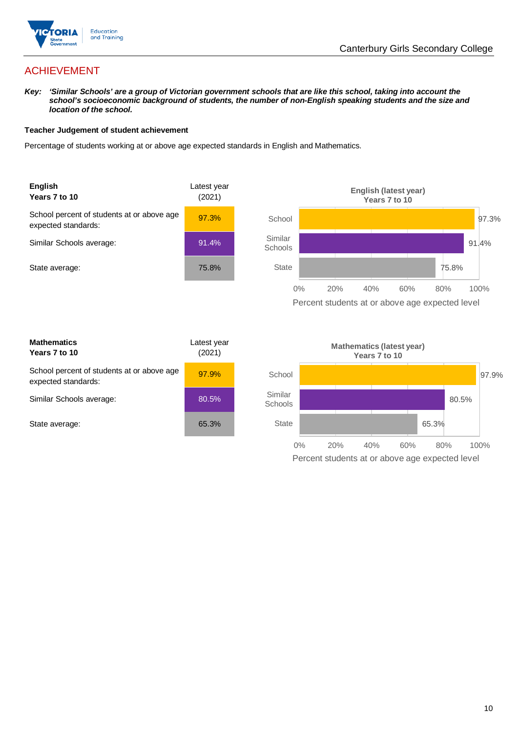# ACHIEVEMENT

***Key:*** ***'Similar Schools' are a group of Victorian government schools that are like this school, taking into account the school's socioeconomic background of students, the number of non-English speaking students and the size and location of the school.***

**Teacher Judgement of student achievement**

Percentage of students working at or above age expected standards in English and Mathematics.

| **English Years 7 to 10** | Latest year (2021) |
|---|---|
| School percent of students at or above age expected standards: | 97.3% |
| Similar Schools average: | 91.4% |
| State average: | 75.8% |

**English (latest year) Years 7 to 10**

| | Percent students at or above age expected level |
|---|---|
| School | 97.3% |
| Similar Schools | 91.4% |
| State | 75.8% |

| **Mathematics Years 7 to 10** | Latest year (2021) |
|---|---|
| School percent of students at or above age expected standards: | 97.9% |
| Similar Schools average: | 80.5% |
| State average: | 65.3% |

**Mathematics (latest year) Years 7 to 10**

| | Percent students at or above age expected level |
|---|---|
| School | 97.9% |
| Similar Schools | 80.5% |
| State | 65.3% |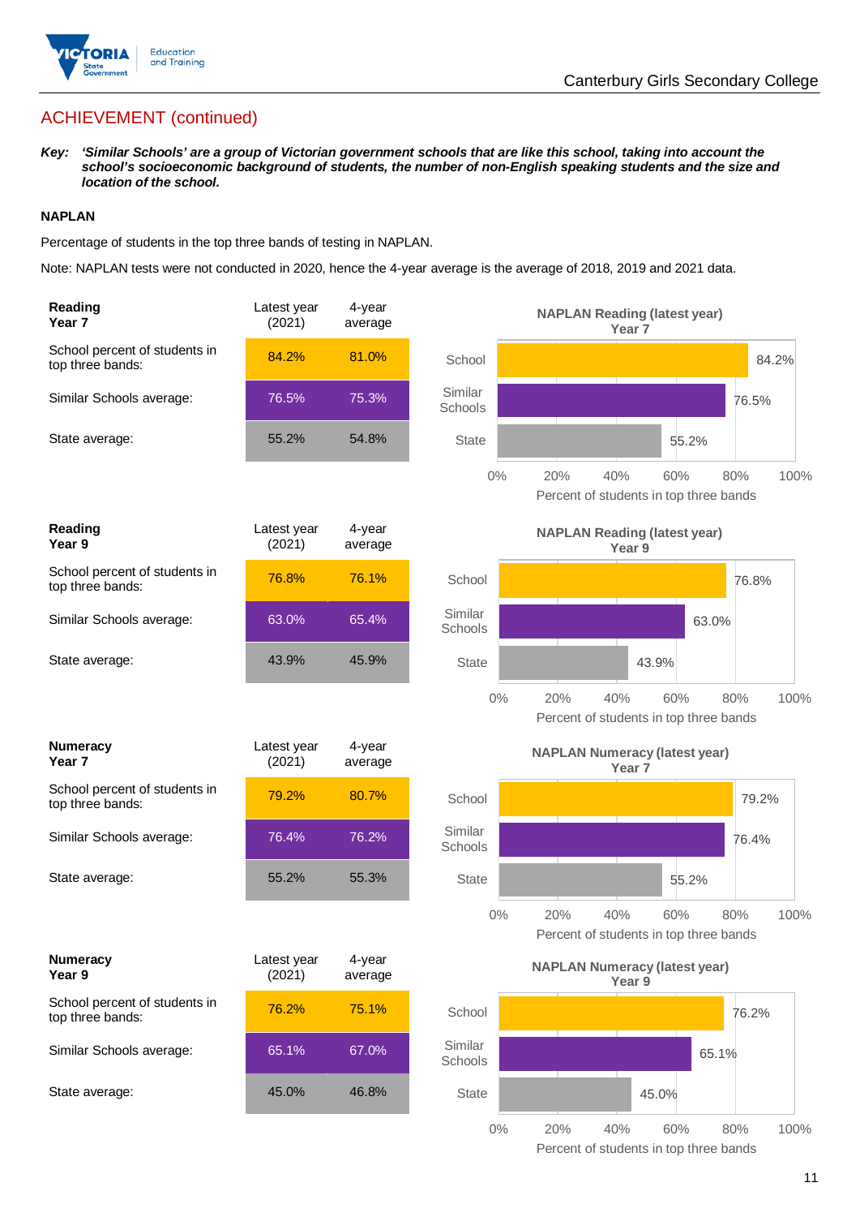Canterbury Girls Secondary College

## ACHIEVEMENT (continued)

***Key:*** ***'Similar Schools' are a group of Victorian government schools that are like this school, taking into account the school's socioeconomic background of students, the number of non-English speaking students and the size and location of the school.***

### NAPLAN

Percentage of students in the top three bands of testing in NAPLAN.

Note: NAPLAN tests were not conducted in 2020, hence the 4-year average is the average of 2018, 2019 and 2021 data.

| **Reading Year 7** | Latest year (2021) | 4-year average |
|---|---|---|
| School percent of students in top three bands: | 84.2% | 81.0% |
| Similar Schools average: | 76.5% | 75.3% |
| State average: | 55.2% | 54.8% |

**NAPLAN Reading (latest year) Year 7**

School: 84.2%; Similar Schools: 76.5%; State: 55.2%

Percent of students in top three bands

| **Reading Year 9** | Latest year (2021) | 4-year average |
|---|---|---|
| School percent of students in top three bands: | 76.8% | 76.1% |
| Similar Schools average: | 63.0% | 65.4% |
| State average: | 43.9% | 45.9% |

**NAPLAN Reading (latest year) Year 9**

School: 76.8%; Similar Schools: 63.0%; State: 43.9%

Percent of students in top three bands

| **Numeracy Year 7** | Latest year (2021) | 4-year average |
|---|---|---|
| School percent of students in top three bands: | 79.2% | 80.7% |
| Similar Schools average: | 76.4% | 76.2% |
| State average: | 55.2% | 55.3% |

**NAPLAN Numeracy (latest year) Year 7**

School: 79.2%; Similar Schools: 76.4%; State: 55.2%

Percent of students in top three bands

| **Numeracy Year 9** | Latest year (2021) | 4-year average |
|---|---|---|
| School percent of students in top three bands: | 76.2% | 75.1% |
| Similar Schools average: | 65.1% | 67.0% |
| State average: | 45.0% | 46.8% |

**NAPLAN Numeracy (latest year) Year 9**

School: 76.2%; Similar Schools: 65.1%; State: 45.0%

Percent of students in top three bands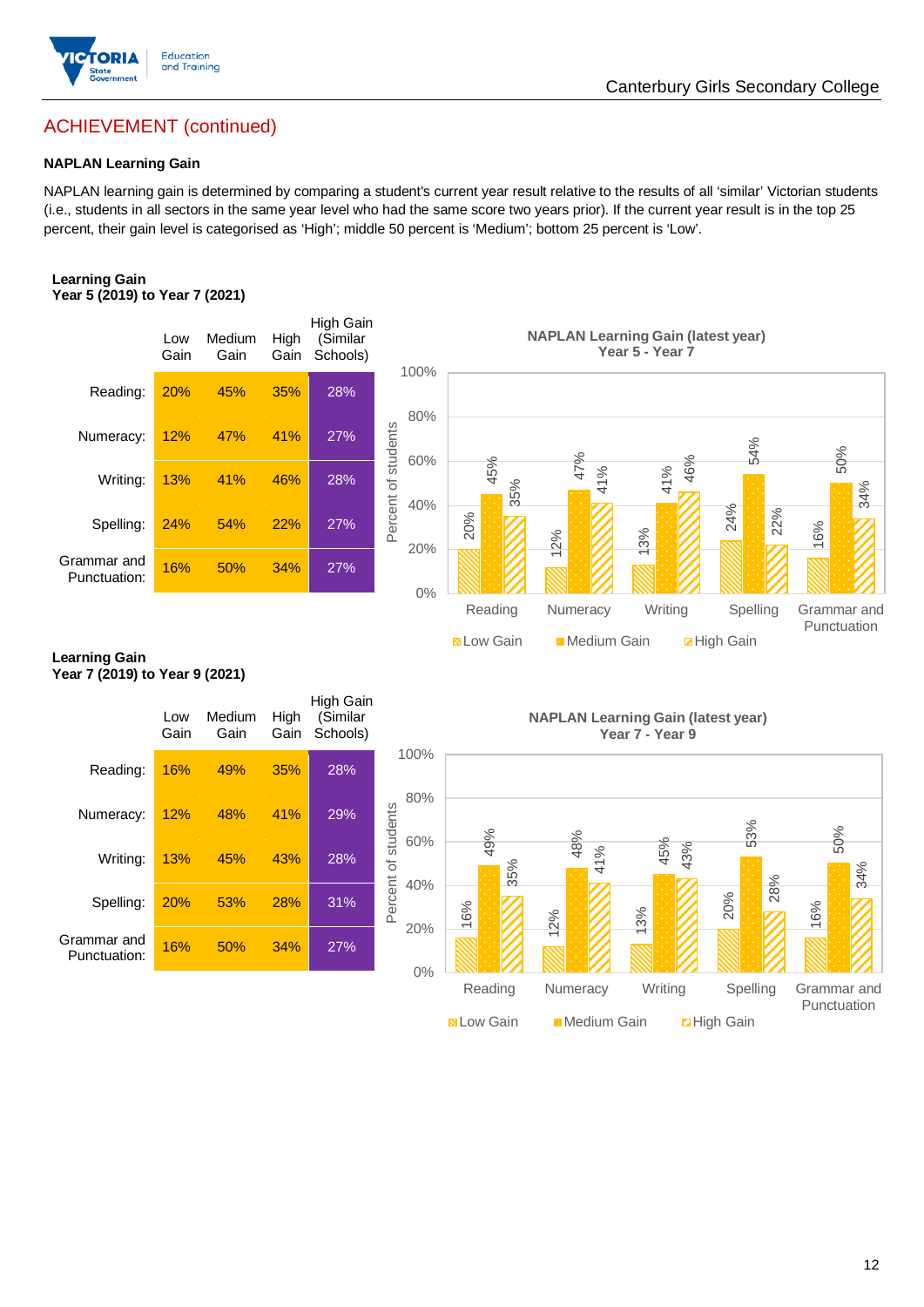## ACHIEVEMENT (continued)

### NAPLAN Learning Gain

NAPLAN learning gain is determined by comparing a student's current year result relative to the results of all 'similar' Victorian students (i.e., students in all sectors in the same year level who had the same score two years prior). If the current year result is in the top 25 percent, their gain level is categorised as 'High'; middle 50 percent is 'Medium'; bottom 25 percent is 'Low'.

**Learning Gain**
**Year 5 (2019) to Year 7 (2021)**

| | Low Gain | Medium Gain | High Gain | High Gain (Similar Schools) |
|---|---|---|---|---|
| Reading: | 20% | 45% | 35% | 28% |
| Numeracy: | 12% | 47% | 41% | 27% |
| Writing: | 13% | 41% | 46% | 28% |
| Spelling: | 24% | 54% | 22% | 27% |
| Grammar and Punctuation: | 16% | 50% | 34% | 27% |

**NAPLAN Learning Gain (latest year)**
**Year 5 - Year 7**

| | Low Gain | Medium Gain | High Gain |
|---|---|---|---|
| Reading | 20% | 45% | 35% |
| Numeracy | 12% | 47% | 41% |
| Writing | 13% | 41% | 46% |
| Spelling | 24% | 54% | 22% |
| Grammar and Punctuation | 16% | 50% | 34% |

**Learning Gain**
**Year 7 (2019) to Year 9 (2021)**

| | Low Gain | Medium Gain | High Gain | High Gain (Similar Schools) |
|---|---|---|---|---|
| Reading: | 16% | 49% | 35% | 28% |
| Numeracy: | 12% | 48% | 41% | 29% |
| Writing: | 13% | 45% | 43% | 28% |
| Spelling: | 20% | 53% | 28% | 31% |
| Grammar and Punctuation: | 16% | 50% | 34% | 27% |

**NAPLAN Learning Gain (latest year)**
**Year 7 - Year 9**

| | Low Gain | Medium Gain | High Gain |
|---|---|---|---|
| Reading | 16% | 49% | 35% |
| Numeracy | 12% | 48% | 41% |
| Writing | 13% | 45% | 43% |
| Spelling | 20% | 53% | 28% |
| Grammar and Punctuation | 16% | 50% | 34% |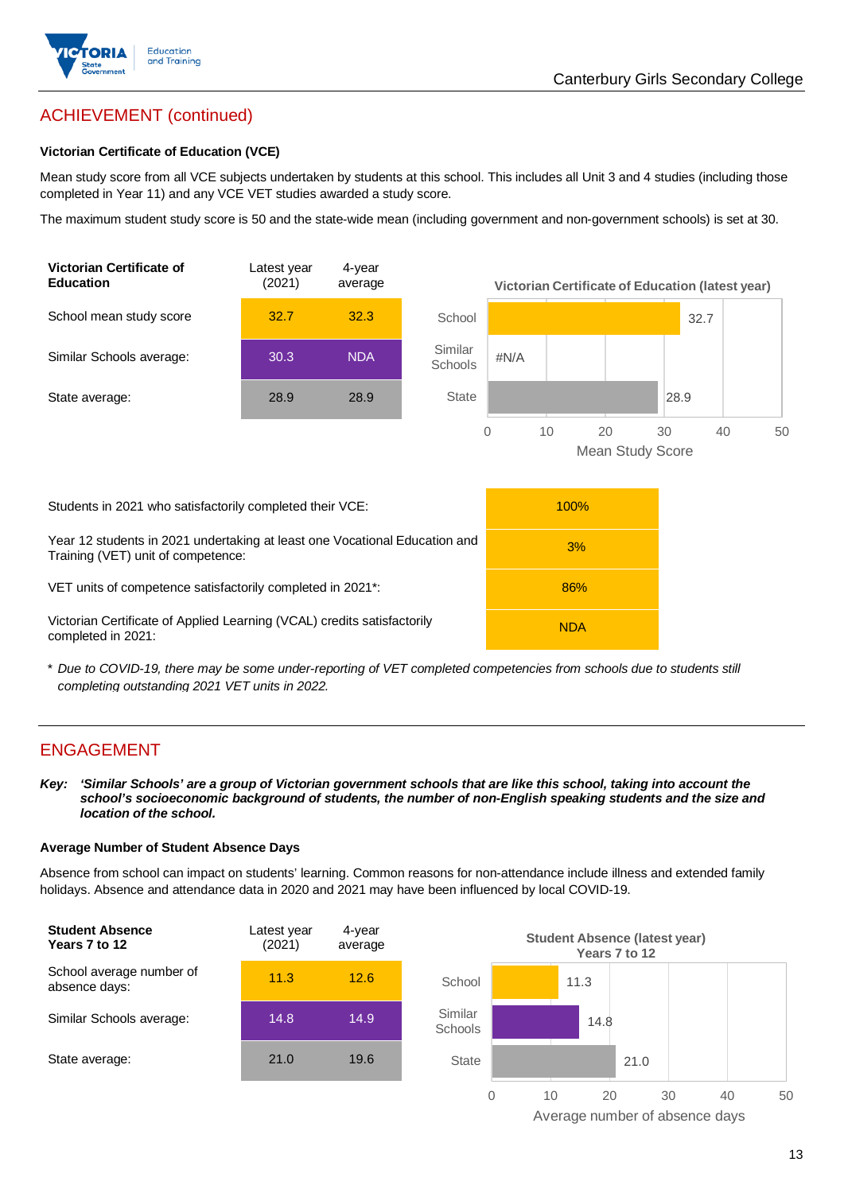## ACHIEVEMENT (continued)

### Victorian Certificate of Education (VCE)

Mean study score from all VCE subjects undertaken by students at this school. This includes all Unit 3 and 4 studies (including those completed in Year 11) and any VCE VET studies awarded a study score.

The maximum student study score is 50 and the state-wide mean (including government and non-government schools) is set at 30.

| Victorian Certificate of Education | Latest year (2021) | 4-year average |
|---|---|---|
| School mean study score | 32.7 | 32.3 |
| Similar Schools average: | 30.3 | NDA |
| State average: | 28.9 | 28.9 |

**Victorian Certificate of Education (latest year)**

| | Mean Study Score |
|---|---|
| School | 32.7 |
| Similar Schools | #N/A |
| State | 28.9 |

| | |
|---|---|
| Students in 2021 who satisfactorily completed their VCE: | 100% |
| Year 12 students in 2021 undertaking at least one Vocational Education and Training (VET) unit of competence: | 3% |
| VET units of competence satisfactorily completed in 2021*: | 86% |
| Victorian Certificate of Applied Learning (VCAL) credits satisfactorily completed in 2021: | NDA |

\* *Due to COVID-19, there may be some under-reporting of VET completed competencies from schools due to students still completing outstanding 2021 VET units in 2022.*

## ENGAGEMENT

***Key: 'Similar Schools' are a group of Victorian government schools that are like this school, taking into account the school's socioeconomic background of students, the number of non-English speaking students and the size and location of the school.***

### Average Number of Student Absence Days

Absence from school can impact on students' learning. Common reasons for non-attendance include illness and extended family holidays. Absence and attendance data in 2020 and 2021 may have been influenced by local COVID-19.

| Student Absence Years 7 to 12 | Latest year (2021) | 4-year average |
|---|---|---|
| School average number of absence days: | 11.3 | 12.6 |
| Similar Schools average: | 14.8 | 14.9 |
| State average: | 21.0 | 19.6 |

**Student Absence (latest year) Years 7 to 12**

| | Average number of absence days |
|---|---|
| School | 11.3 |
| Similar Schools | 14.8 |
| State | 21.0 |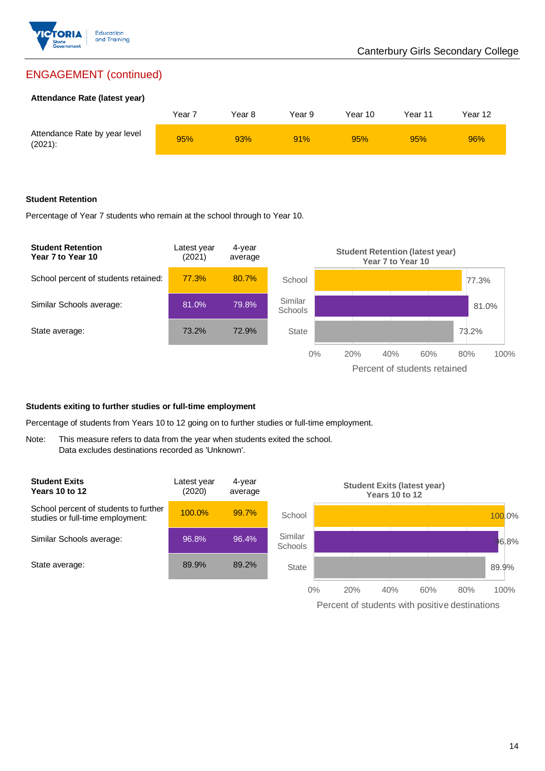## ENGAGEMENT (continued)

**Attendance Rate (latest year)**

| | Year 7 | Year 8 | Year 9 | Year 10 | Year 11 | Year 12 |
|---|---|---|---|---|---|---|
| Attendance Rate by year level (2021): | 95% | 93% | 91% | 95% | 95% | 96% |

**Student Retention**

Percentage of Year 7 students who remain at the school through to Year 10.

| Student Retention Year 7 to Year 10 | Latest year (2021) | 4-year average |
|---|---|---|
| School percent of students retained: | 77.3% | 80.7% |
| Similar Schools average: | 81.0% | 79.8% |
| State average: | 73.2% | 72.9% |

Student Retention (latest year) Year 7 to Year 10

| | Percent of students retained |
|---|---|
| School | 77.3% |
| Similar Schools | 81.0% |
| State | 73.2% |

**Students exiting to further studies or full-time employment**

Percentage of students from Years 10 to 12 going on to further studies or full-time employment.

Note: This measure refers to data from the year when students exited the school. Data excludes destinations recorded as 'Unknown'.

| Student Exits Years 10 to 12 | Latest year (2020) | 4-year average |
|---|---|---|
| School percent of students to further studies or full-time employment: | 100.0% | 99.7% |
| Similar Schools average: | 96.8% | 96.4% |
| State average: | 89.9% | 89.2% |

Student Exits (latest year) Years 10 to 12

| | Percent of students with positive destinations |
|---|---|
| School | 100.0% |
| Similar Schools | 96.8% |
| State | 89.9% |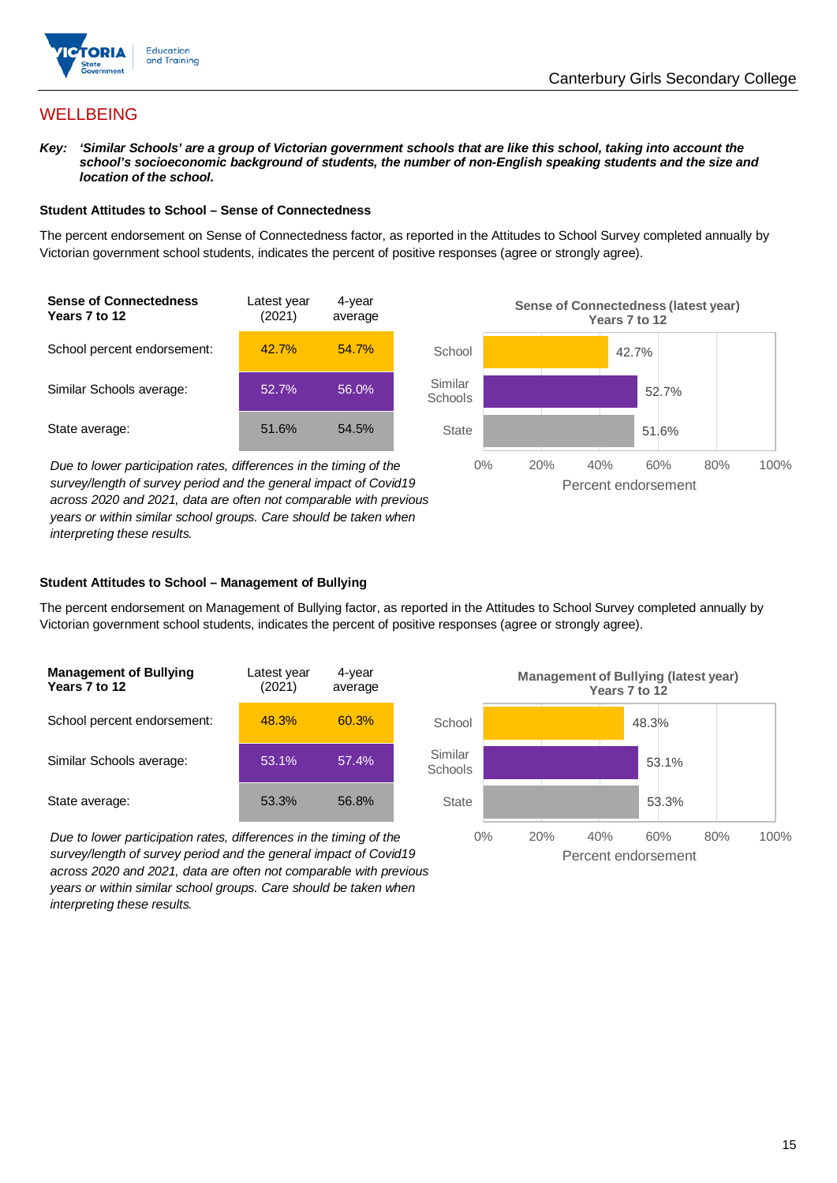## WELLBEING

***Key:*** ***'Similar Schools' are a group of Victorian government schools that are like this school, taking into account the school's socioeconomic background of students, the number of non-English speaking students and the size and location of the school.***

### Student Attitudes to School – Sense of Connectedness

The percent endorsement on Sense of Connectedness factor, as reported in the Attitudes to School Survey completed annually by Victorian government school students, indicates the percent of positive responses (agree or strongly agree).

| Sense of Connectedness Years 7 to 12 | Latest year (2021) | 4-year average |
|---|---|---|
| School percent endorsement: | 42.7% | 54.7% |
| Similar Schools average: | 52.7% | 56.0% |
| State average: | 51.6% | 54.5% |

*Due to lower participation rates, differences in the timing of the survey/length of survey period and the general impact of Covid19 across 2020 and 2021, data are often not comparable with previous years or within similar school groups. Care should be taken when interpreting these results.*

**Sense of Connectedness (latest year) Years 7 to 12**

| | Percent endorsement |
|---|---|
| School | 42.7% |
| Similar Schools | 52.7% |
| State | 51.6% |

### Student Attitudes to School – Management of Bullying

The percent endorsement on Management of Bullying factor, as reported in the Attitudes to School Survey completed annually by Victorian government school students, indicates the percent of positive responses (agree or strongly agree).

| Management of Bullying Years 7 to 12 | Latest year (2021) | 4-year average |
|---|---|---|
| School percent endorsement: | 48.3% | 60.3% |
| Similar Schools average: | 53.1% | 57.4% |
| State average: | 53.3% | 56.8% |

*Due to lower participation rates, differences in the timing of the survey/length of survey period and the general impact of Covid19 across 2020 and 2021, data are often not comparable with previous years or within similar school groups. Care should be taken when interpreting these results.*

**Management of Bullying (latest year) Years 7 to 12**

| | Percent endorsement |
|---|---|
| School | 48.3% |
| Similar Schools | 53.1% |
| State | 53.3% |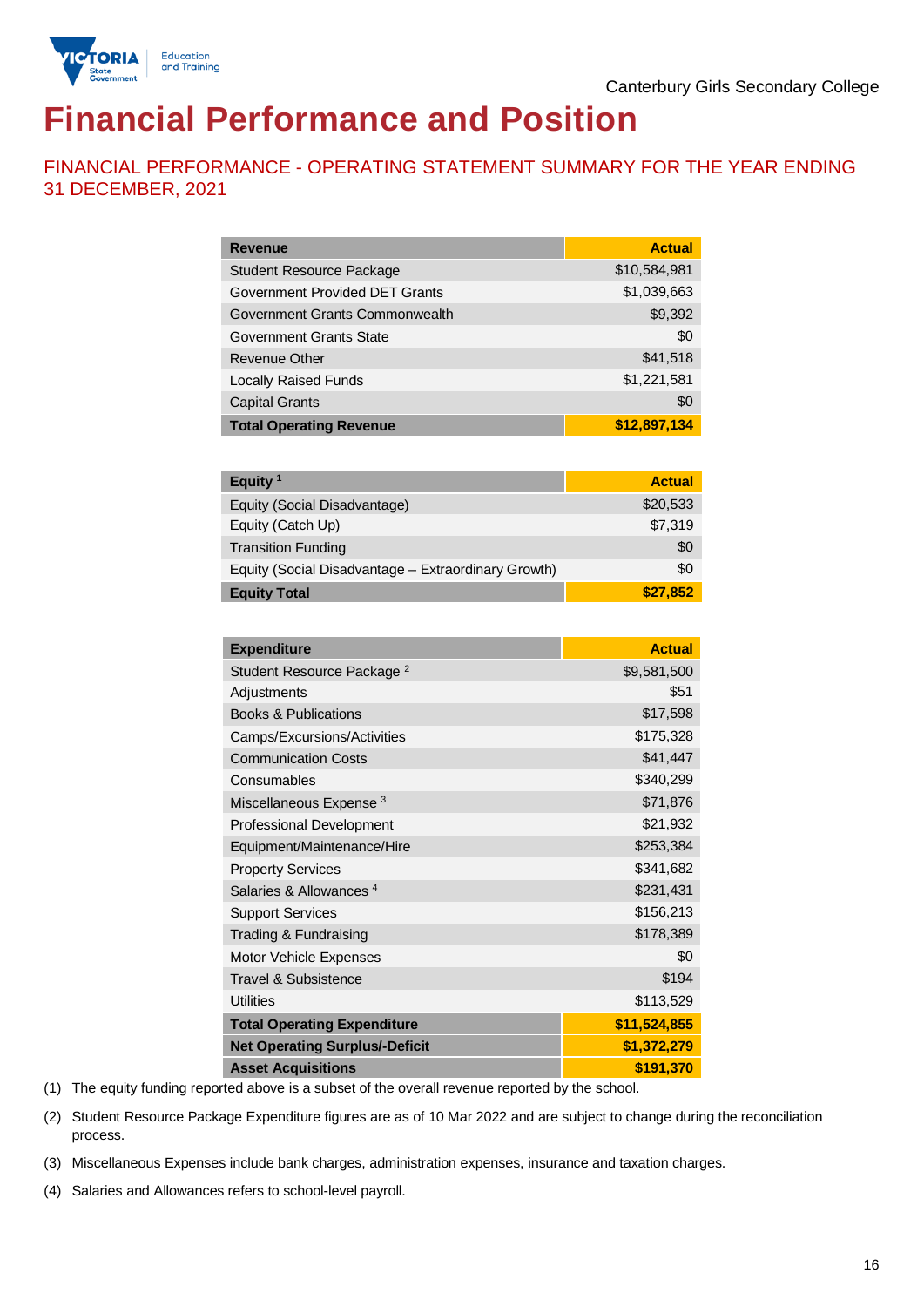Canterbury Girls Secondary College

# Financial Performance and Position

## FINANCIAL PERFORMANCE - OPERATING STATEMENT SUMMARY FOR THE YEAR ENDING 31 DECEMBER, 2021

| Revenue | Actual |
|---|---|
| Student Resource Package | $10,584,981 |
| Government Provided DET Grants | $1,039,663 |
| Government Grants Commonwealth | $9,392 |
| Government Grants State | $0 |
| Revenue Other | $41,518 |
| Locally Raised Funds | $1,221,581 |
| Capital Grants | $0 |
| **Total Operating Revenue** | **$12,897,134** |

| Equity [1] | Actual |
|---|---|
| Equity (Social Disadvantage) | $20,533 |
| Equity (Catch Up) | $7,319 |
| Transition Funding | $0 |
| Equity (Social Disadvantage – Extraordinary Growth) | $0 |
| **Equity Total** | **$27,852** |

| Expenditure | Actual |
|---|---|
| Student Resource Package [2] | $9,581,500 |
| Adjustments | $51 |
| Books & Publications | $17,598 |
| Camps/Excursions/Activities | $175,328 |
| Communication Costs | $41,447 |
| Consumables | $340,299 |
| Miscellaneous Expense [3] | $71,876 |
| Professional Development | $21,932 |
| Equipment/Maintenance/Hire | $253,384 |
| Property Services | $341,682 |
| Salaries & Allowances [4] | $231,431 |
| Support Services | $156,213 |
| Trading & Fundraising | $178,389 |
| Motor Vehicle Expenses | $0 |
| Travel & Subsistence | $194 |
| Utilities | $113,529 |
| **Total Operating Expenditure** | **$11,524,855** |
| **Net Operating Surplus/-Deficit** | **$1,372,279** |
| **Asset Acquisitions** | **$191,370** |

(1) The equity funding reported above is a subset of the overall revenue reported by the school.

(2) Student Resource Package Expenditure figures are as of 10 Mar 2022 and are subject to change during the reconciliation process.

(3) Miscellaneous Expenses include bank charges, administration expenses, insurance and taxation charges.

(4) Salaries and Allowances refers to school-level payroll.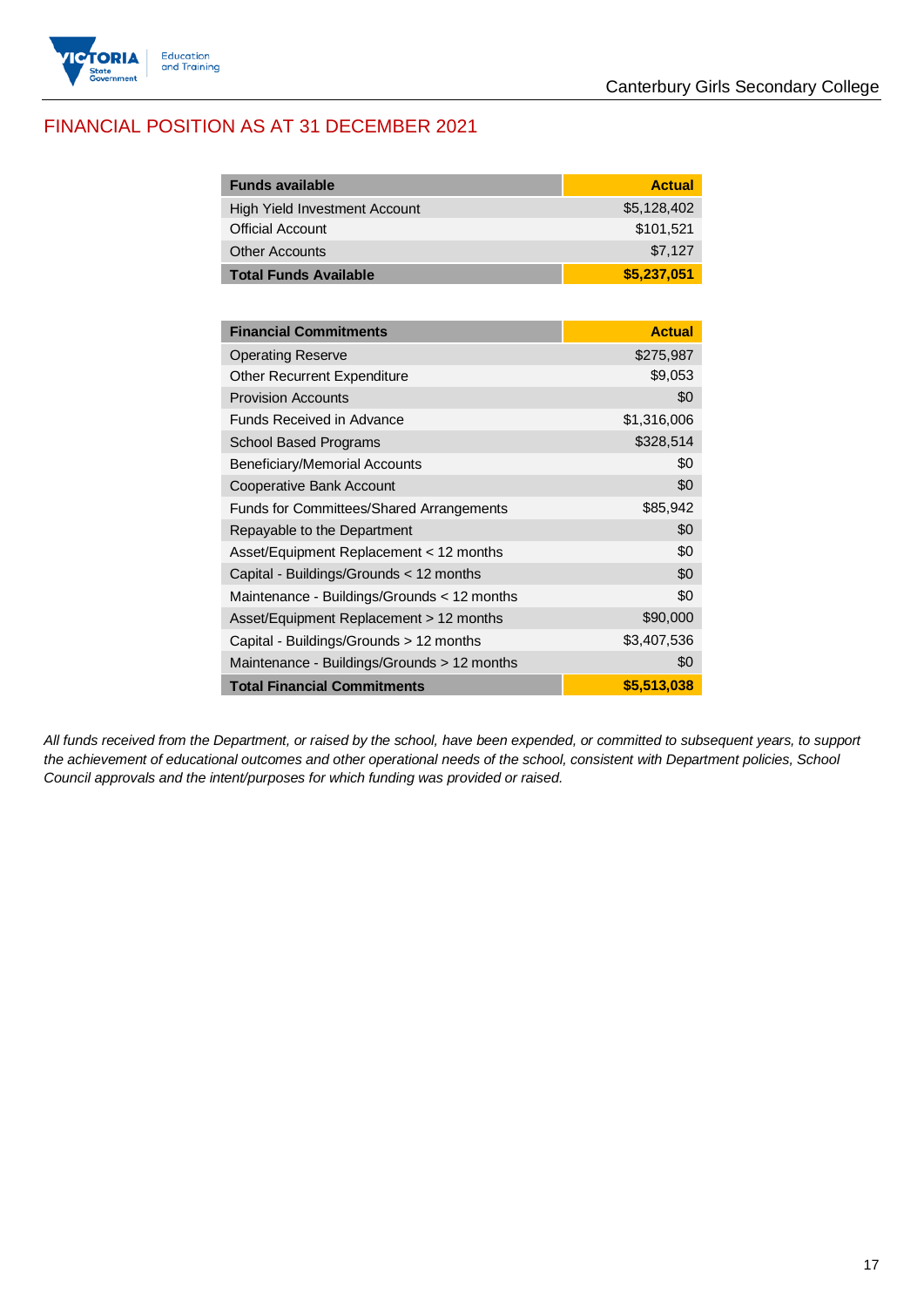# FINANCIAL POSITION AS AT 31 DECEMBER 2021

| Funds available | Actual |
|---|---|
| High Yield Investment Account | $5,128,402 |
| Official Account | $101,521 |
| Other Accounts | $7,127 |
| **Total Funds Available** | **$5,237,051** |

| Financial Commitments | Actual |
|---|---|
| Operating Reserve | $275,987 |
| Other Recurrent Expenditure | $9,053 |
| Provision Accounts | $0 |
| Funds Received in Advance | $1,316,006 |
| School Based Programs | $328,514 |
| Beneficiary/Memorial Accounts | $0 |
| Cooperative Bank Account | $0 |
| Funds for Committees/Shared Arrangements | $85,942 |
| Repayable to the Department | $0 |
| Asset/Equipment Replacement < 12 months | $0 |
| Capital - Buildings/Grounds < 12 months | $0 |
| Maintenance - Buildings/Grounds < 12 months | $0 |
| Asset/Equipment Replacement > 12 months | $90,000 |
| Capital - Buildings/Grounds > 12 months | $3,407,536 |
| Maintenance - Buildings/Grounds > 12 months | $0 |
| **Total Financial Commitments** | **$5,513,038** |

*All funds received from the Department, or raised by the school, have been expended, or committed to subsequent years, to support the achievement of educational outcomes and other operational needs of the school, consistent with Department policies, School Council approvals and the intent/purposes for which funding was provided or raised.*